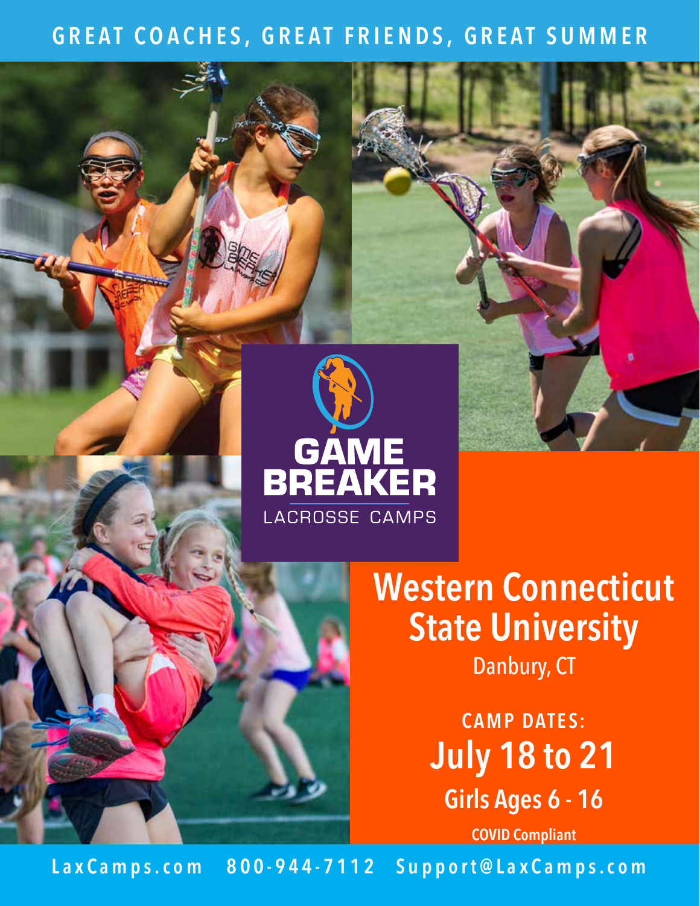GREAT COACHES, GREAT FRIENDS, GREAT SUMMER

# GAME BREAKER

LACROSSE CAMPS

## Western Connecticut State University

Danbury, CT

**CAMP DATES:**

## July 18 to 21

**Girls Ages 6 - 16**

**COVID Compliant**

LaxCamps.com 800-944-7112 Support@LaxCamps.com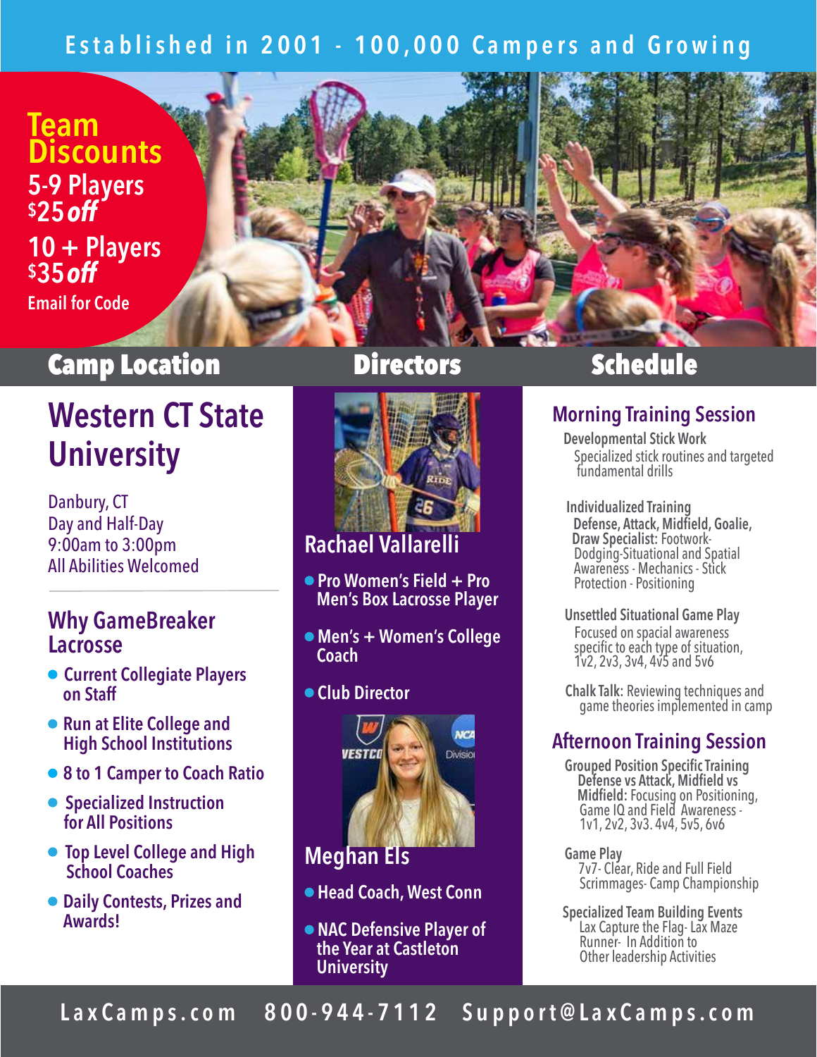Established in 2001 - 100,000 Campers and Growing

**Team Discounts**

**5-9 Players**
**$25 off**

**10 + Players**
**$35 off**

Email for Code

## Camp Location

### Western CT State University

Danbury, CT
Day and Half-Day
9:00am to 3:00pm
All Abilities Welcomed

### Why GameBreaker Lacrosse

- Current Collegiate Players on Staff
- Run at Elite College and High School Institutions
- 8 to 1 Camper to Coach Ratio
- Specialized Instruction for All Positions
- Top Level College and High School Coaches
- Daily Contests, Prizes and Awards!

## Directors

### Rachael Vallarelli

- Pro Women's Field + Pro Men's Box Lacrosse Player
- Men's + Women's College Coach
- Club Director

### Meghan Els

- Head Coach, West Conn
- NAC Defensive Player of the Year at Castleton University

## Schedule

### Morning Training Session

**Developmental Stick Work**
Specialized stick routines and targeted fundamental drills

**Individualized Training**
**Defense, Attack, Midfield, Goalie, Draw Specialist:** Footwork-Dodging-Situational and Spatial Awareness - Mechanics - Stick Protection - Positioning

**Unsettled Situational Game Play**
Focused on spacial awareness specific to each type of situation, 1v2, 2v3, 3v4, 4v5 and 5v6

**Chalk Talk:** Reviewing techniques and game theories implemented in camp

### Afternoon Training Session

**Grouped Position Specific Training**
**Defense vs Attack, Midfield vs Midfield:** Focusing on Positioning, Game IQ and Field Awareness - 1v1, 2v2, 3v3. 4v4, 5v5, 6v6

**Game Play**
7v7- Clear, Ride and Full Field Scrimmages- Camp Championship

**Specialized Team Building Events**
Lax Capture the Flag- Lax Maze Runner- In Addition to Other leadership Activities

LaxCamps.com 800-944-7112 Support@LaxCamps.com